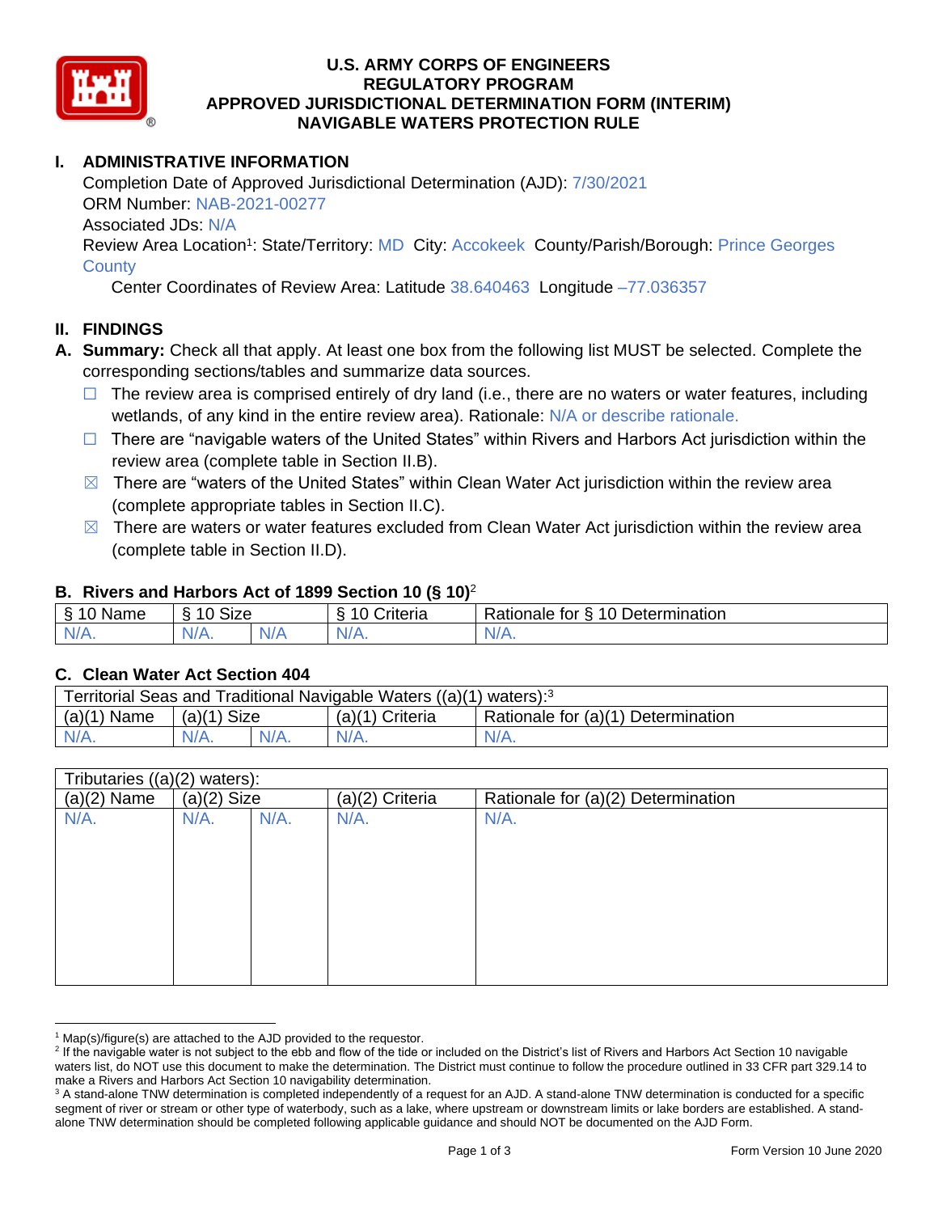# U.S. ARMY CORPS OF ENGINEERS
# REGULATORY PROGRAM
# APPROVED JURISDICTIONAL DETERMINATION FORM (INTERIM)
# NAVIGABLE WATERS PROTECTION RULE

## I. ADMINISTRATIVE INFORMATION

Completion Date of Approved Jurisdictional Determination (AJD): 7/30/2021
ORM Number: NAB-2021-00277
Associated JDs: N/A
Review Area Location[1]: State/Territory: MD City: Accokeek County/Parish/Borough: Prince Georges County
Center Coordinates of Review Area: Latitude 38.640463 Longitude –77.036357

## II. FINDINGS

**A. Summary:** Check all that apply. At least one box from the following list MUST be selected. Complete the corresponding sections/tables and summarize data sources.

- ☐ The review area is comprised entirely of dry land (i.e., there are no waters or water features, including wetlands, of any kind in the entire review area). Rationale: N/A or describe rationale.
- ☐ There are "navigable waters of the United States" within Rivers and Harbors Act jurisdiction within the review area (complete table in Section II.B).
- ☒ There are "waters of the United States" within Clean Water Act jurisdiction within the review area (complete appropriate tables in Section II.C).
- ☒ There are waters or water features excluded from Clean Water Act jurisdiction within the review area (complete table in Section II.D).

### B. Rivers and Harbors Act of 1899 Section 10 (§ 10)[2]

| § 10 Name | § 10 Size | | § 10 Criteria | Rationale for § 10 Determination |
|---|---|---|---|---|
| N/A. | N/A. | N/A | N/A. | N/A. |

### C. Clean Water Act Section 404

| Territorial Seas and Traditional Navigable Waters ((a)(1) waters):[3] | | | | |
|---|---|---|---|---|
| (a)(1) Name | (a)(1) Size | | (a)(1) Criteria | Rationale for (a)(1) Determination |
| N/A. | N/A. | N/A. | N/A. | N/A. |

| Tributaries ((a)(2) waters): | | | | |
|---|---|---|---|---|
| (a)(2) Name | (a)(2) Size | | (a)(2) Criteria | Rationale for (a)(2) Determination |
| N/A. | N/A. | N/A. | N/A. | N/A. |

---

[1] Map(s)/figure(s) are attached to the AJD provided to the requestor.

[2] If the navigable water is not subject to the ebb and flow of the tide or included on the District's list of Rivers and Harbors Act Section 10 navigable waters list, do NOT use this document to make the determination. The District must continue to follow the procedure outlined in 33 CFR part 329.14 to make a Rivers and Harbors Act Section 10 navigability determination.

[3] A stand-alone TNW determination is completed independently of a request for an AJD. A stand-alone TNW determination is conducted for a specific segment of river or stream or other type of waterbody, such as a lake, where upstream or downstream limits or lake borders are established. A stand-alone TNW determination should be completed following applicable guidance and should NOT be documented on the AJD Form.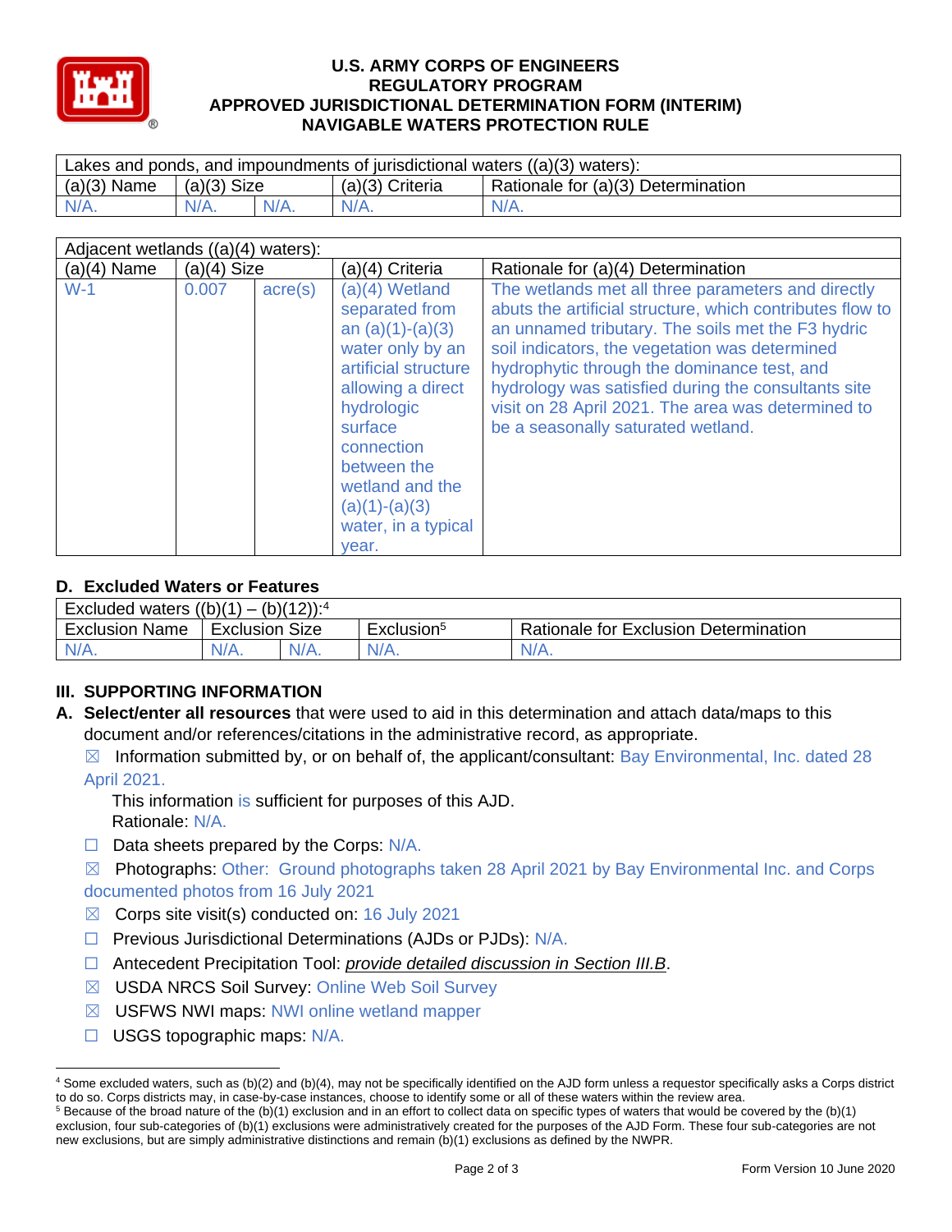# U.S. ARMY CORPS OF ENGINEERS
## REGULATORY PROGRAM
## APPROVED JURISDICTIONAL DETERMINATION FORM (INTERIM)
## NAVIGABLE WATERS PROTECTION RULE

| Lakes and ponds, and impoundments of jurisdictional waters ((a)(3) waters): | | | | |
|---|---|---|---|---|
| (a)(3) Name | (a)(3) Size | | (a)(3) Criteria | Rationale for (a)(3) Determination |
| N/A. | N/A. | N/A. | N/A. | N/A. |

| Adjacent wetlands ((a)(4) waters): | | | | |
|---|---|---|---|---|
| (a)(4) Name | (a)(4) Size | | (a)(4) Criteria | Rationale for (a)(4) Determination |
| W-1 | 0.007 | acre(s) | (a)(4) Wetland separated from an (a)(1)-(a)(3) water only by an artificial structure allowing a direct hydrologic surface connection between the wetland and the (a)(1)-(a)(3) water, in a typical year. | The wetlands met all three parameters and directly abuts the artificial structure, which contributes flow to an unnamed tributary. The soils met the F3 hydric soil indicators, the vegetation was determined hydrophytic through the dominance test, and hydrology was satisfied during the consultants site visit on 28 April 2021. The area was determined to be a seasonally saturated wetland. |

### D. Excluded Waters or Features

| Excluded waters ((b)(1) – (b)(12)):[4] | | | | |
|---|---|---|---|---|
| Exclusion Name | Exclusion Size | | Exclusion[5] | Rationale for Exclusion Determination |
| N/A. | N/A. | N/A. | N/A. | N/A. |

## III. SUPPORTING INFORMATION

**A. Select/enter all resources** that were used to aid in this determination and attach data/maps to this document and/or references/citations in the administrative record, as appropriate.

☒ Information submitted by, or on behalf of, the applicant/consultant: Bay Environmental, Inc. dated 28 April 2021.

This information is sufficient for purposes of this AJD.
Rationale: N/A.

☐ Data sheets prepared by the Corps: N/A.

☒ Photographs: Other: Ground photographs taken 28 April 2021 by Bay Environmental Inc. and Corps documented photos from 16 July 2021

☒ Corps site visit(s) conducted on: 16 July 2021

☐ Previous Jurisdictional Determinations (AJDs or PJDs): N/A.

☐ Antecedent Precipitation Tool: *provide detailed discussion in Section III.B*.

☒ USDA NRCS Soil Survey: Online Web Soil Survey

☒ USFWS NWI maps: NWI online wetland mapper

☐ USGS topographic maps: N/A.

---

[4] Some excluded waters, such as (b)(2) and (b)(4), may not be specifically identified on the AJD form unless a requestor specifically asks a Corps district to do so. Corps districts may, in case-by-case instances, choose to identify some or all of these waters within the review area.

[5] Because of the broad nature of the (b)(1) exclusion and in an effort to collect data on specific types of waters that would be covered by the (b)(1) exclusion, four sub-categories of (b)(1) exclusions were administratively created for the purposes of the AJD Form. These four sub-categories are not new exclusions, but are simply administrative distinctions and remain (b)(1) exclusions as defined by the NWPR.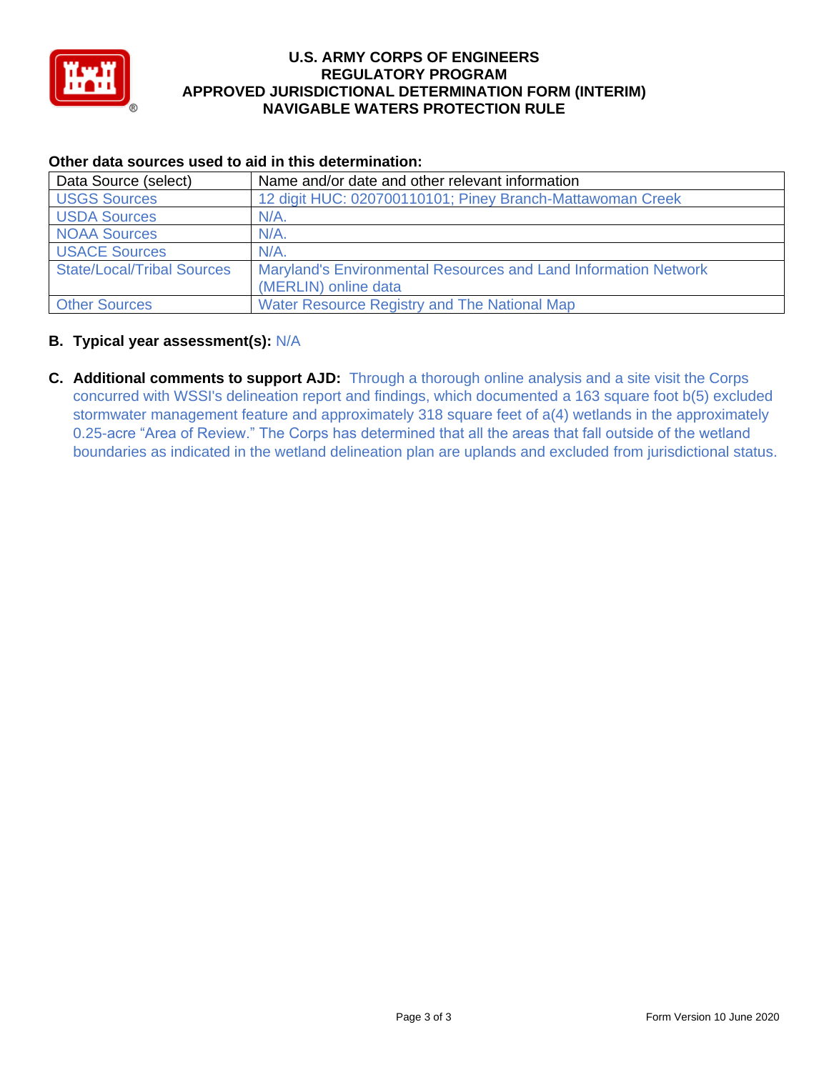**Other data sources used to aid in this determination:**

| Data Source (select) | Name and/or date and other relevant information |
|---|---|
| USGS Sources | 12 digit HUC: 020700110101; Piney Branch-Mattawoman Creek |
| USDA Sources | N/A. |
| NOAA Sources | N/A. |
| USACE Sources | N/A. |
| State/Local/Tribal Sources | Maryland's Environmental Resources and Land Information Network (MERLIN) online data |
| Other Sources | Water Resource Registry and The National Map |

**B. Typical year assessment(s):** N/A

**C. Additional comments to support AJD:** Through a thorough online analysis and a site visit the Corps concurred with WSSI's delineation report and findings, which documented a 163 square foot b(5) excluded stormwater management feature and approximately 318 square feet of a(4) wetlands in the approximately 0.25-acre "Area of Review." The Corps has determined that all the areas that fall outside of the wetland boundaries as indicated in the wetland delineation plan are uplands and excluded from jurisdictional status.